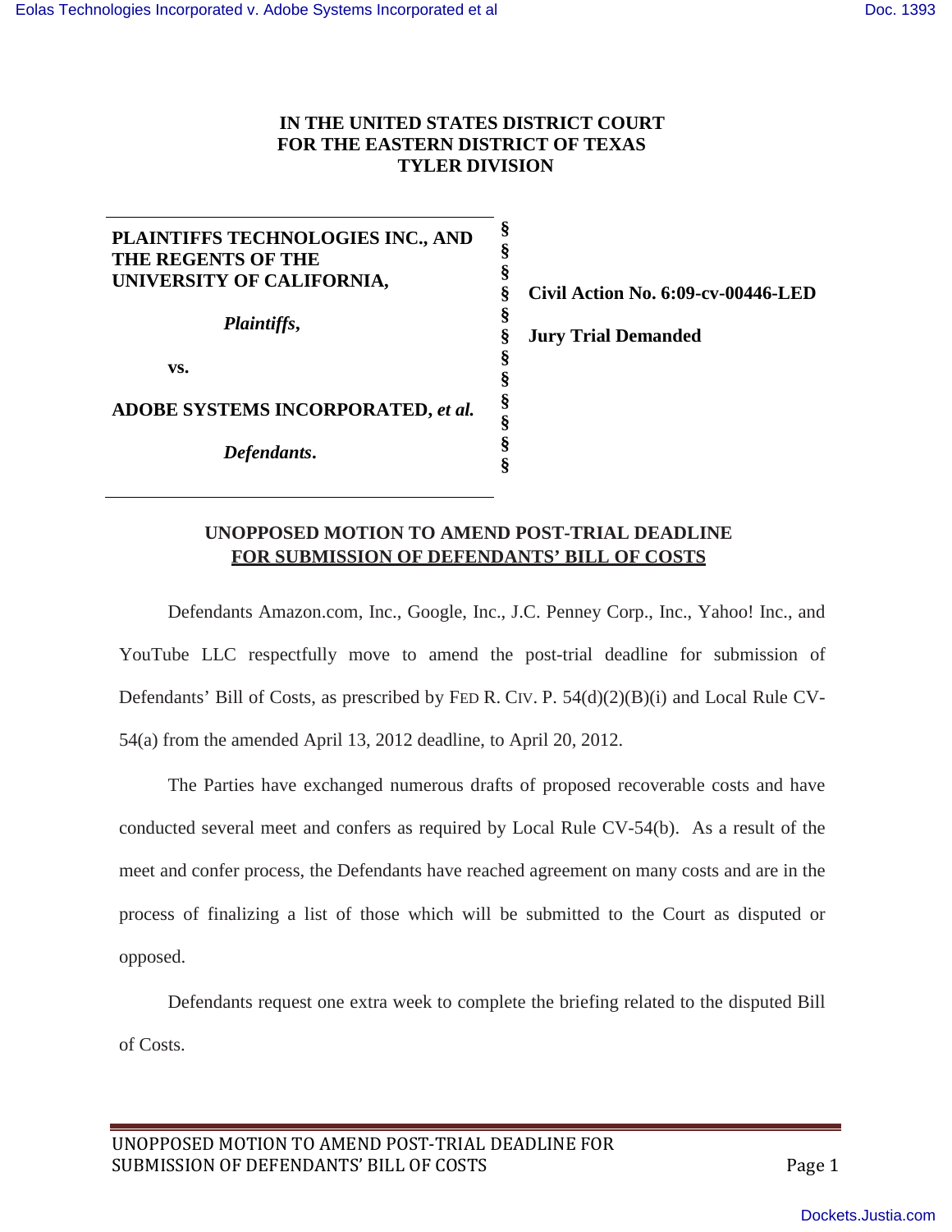**IN THE UNITED STATES DISTRICT COURT**
**FOR THE EASTERN DISTRICT OF TEXAS**
**TYLER DIVISION**

| | | |
|---|---|---|
| **PLAINTIFFS TECHNOLOGIES INC., AND THE REGENTS OF THE UNIVERSITY OF CALIFORNIA,** | § | |
| ***Plaintiffs*,** | § | **Civil Action No. 6:09-cv-00446-LED** |
| **vs.** | § | **Jury Trial Demanded** |
| **ADOBE SYSTEMS INCORPORATED, *et al.*** | § | |
| ***Defendants*.** | § | |

**UNOPPOSED MOTION TO AMEND POST-TRIAL DEADLINE**
**FOR SUBMISSION OF DEFENDANTS' BILL OF COSTS**

Defendants Amazon.com, Inc., Google, Inc., J.C. Penney Corp., Inc., Yahoo! Inc., and YouTube LLC respectfully move to amend the post-trial deadline for submission of Defendants' Bill of Costs, as prescribed by FED R. CIV. P. 54(d)(2)(B)(i) and Local Rule CV-54(a) from the amended April 13, 2012 deadline, to April 20, 2012.

The Parties have exchanged numerous drafts of proposed recoverable costs and have conducted several meet and confers as required by Local Rule CV-54(b). As a result of the meet and confer process, the Defendants have reached agreement on many costs and are in the process of finalizing a list of those which will be submitted to the Court as disputed or opposed.

Defendants request one extra week to complete the briefing related to the disputed Bill of Costs.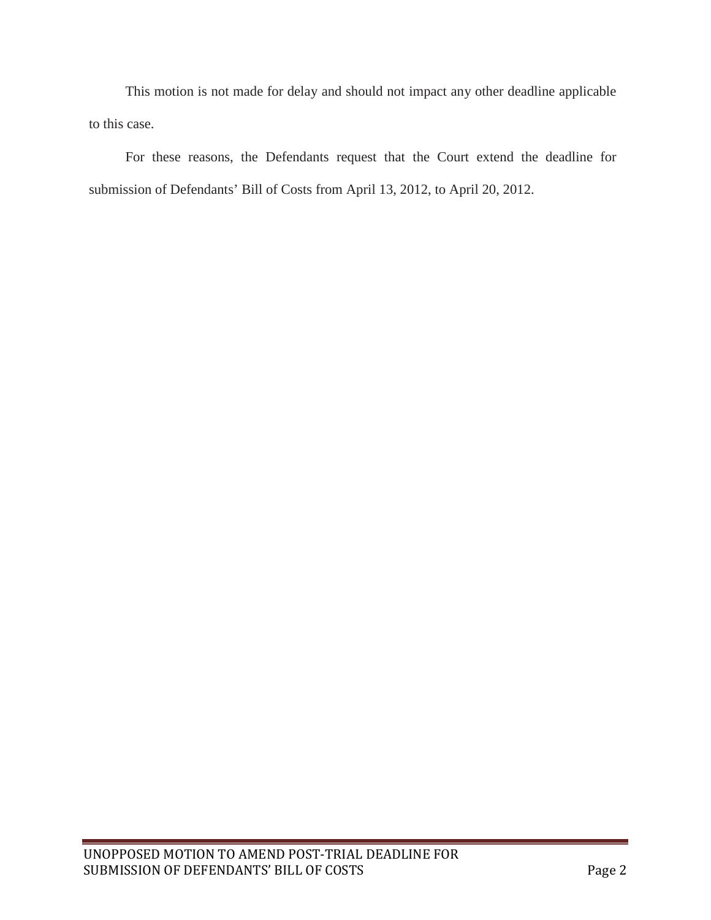This motion is not made for delay and should not impact any other deadline applicable to this case.

For these reasons, the Defendants request that the Court extend the deadline for submission of Defendants' Bill of Costs from April 13, 2012, to April 20, 2012.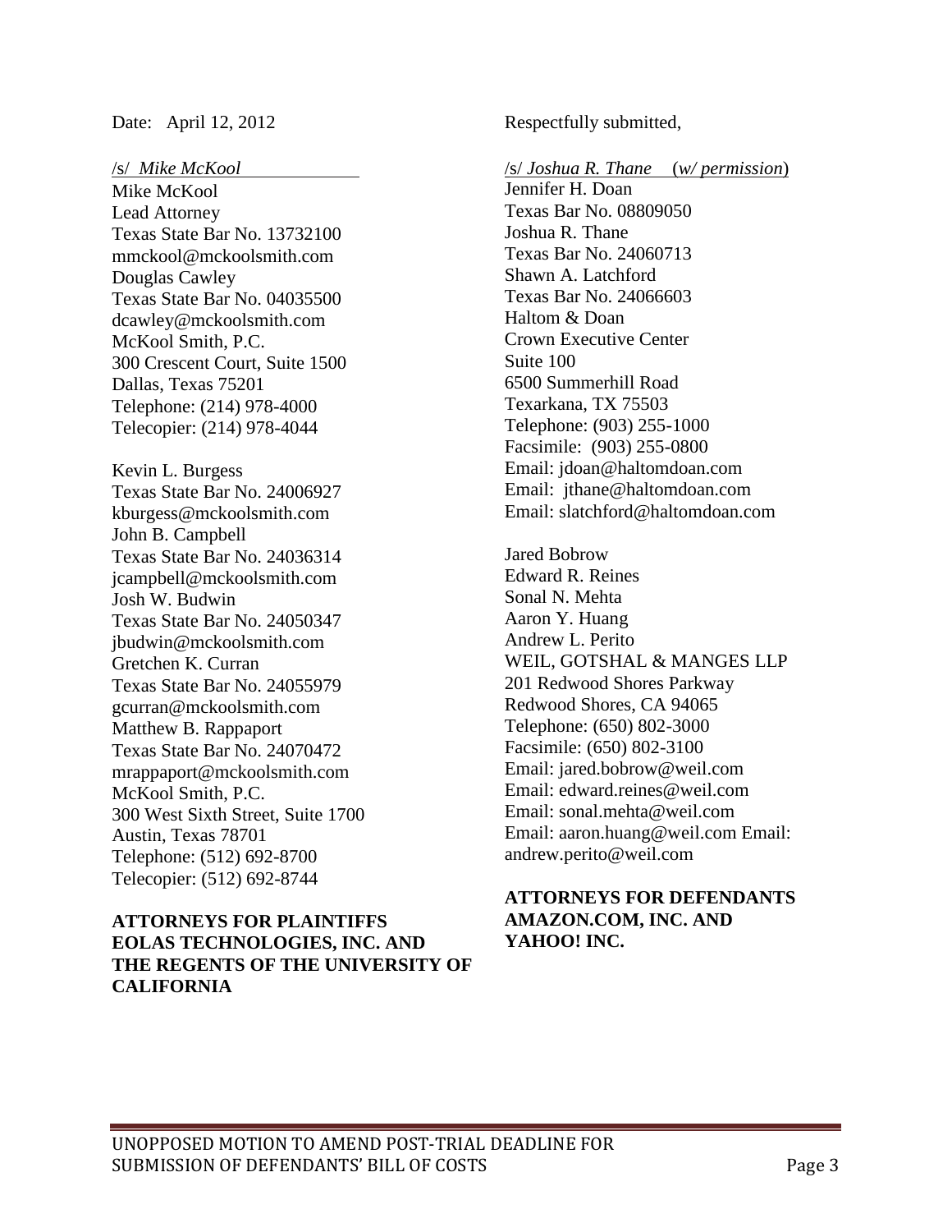Date: April 12, 2012

/s/ *Mike McKool*
Mike McKool
Lead Attorney
Texas State Bar No. 13732100
mmckool@mckoolsmith.com
Douglas Cawley
Texas State Bar No. 04035500
dcawley@mckoolsmith.com
McKool Smith, P.C.
300 Crescent Court, Suite 1500
Dallas, Texas 75201
Telephone: (214) 978-4000
Telecopier: (214) 978-4044

Kevin L. Burgess
Texas State Bar No. 24006927
kburgess@mckoolsmith.com
John B. Campbell
Texas State Bar No. 24036314
jcampbell@mckoolsmith.com
Josh W. Budwin
Texas State Bar No. 24050347
jbudwin@mckoolsmith.com
Gretchen K. Curran
Texas State Bar No. 24055979
gcurran@mckoolsmith.com
Matthew B. Rappaport
Texas State Bar No. 24070472
mrappaport@mckoolsmith.com
McKool Smith, P.C.
300 West Sixth Street, Suite 1700
Austin, Texas 78701
Telephone: (512) 692-8700
Telecopier: (512) 692-8744

**ATTORNEYS FOR PLAINTIFFS EOLAS TECHNOLOGIES, INC. AND THE REGENTS OF THE UNIVERSITY OF CALIFORNIA**

Respectfully submitted,

/s/ *Joshua R. Thane* (*w/ permission*)
Jennifer H. Doan
Texas Bar No. 08809050
Joshua R. Thane
Texas Bar No. 24060713
Shawn A. Latchford
Texas Bar No. 24066603
Haltom & Doan
Crown Executive Center
Suite 100
6500 Summerhill Road
Texarkana, TX 75503
Telephone: (903) 255-1000
Facsimile: (903) 255-0800
Email: jdoan@haltomdoan.com
Email: jthane@haltomdoan.com
Email: slatchford@haltomdoan.com

Jared Bobrow
Edward R. Reines
Sonal N. Mehta
Aaron Y. Huang
Andrew L. Perito
WEIL, GOTSHAL & MANGES LLP
201 Redwood Shores Parkway
Redwood Shores, CA 94065
Telephone: (650) 802-3000
Facsimile: (650) 802-3100
Email: jared.bobrow@weil.com
Email: edward.reines@weil.com
Email: sonal.mehta@weil.com
Email: aaron.huang@weil.com Email: andrew.perito@weil.com

**ATTORNEYS FOR DEFENDANTS AMAZON.COM, INC. AND YAHOO! INC.**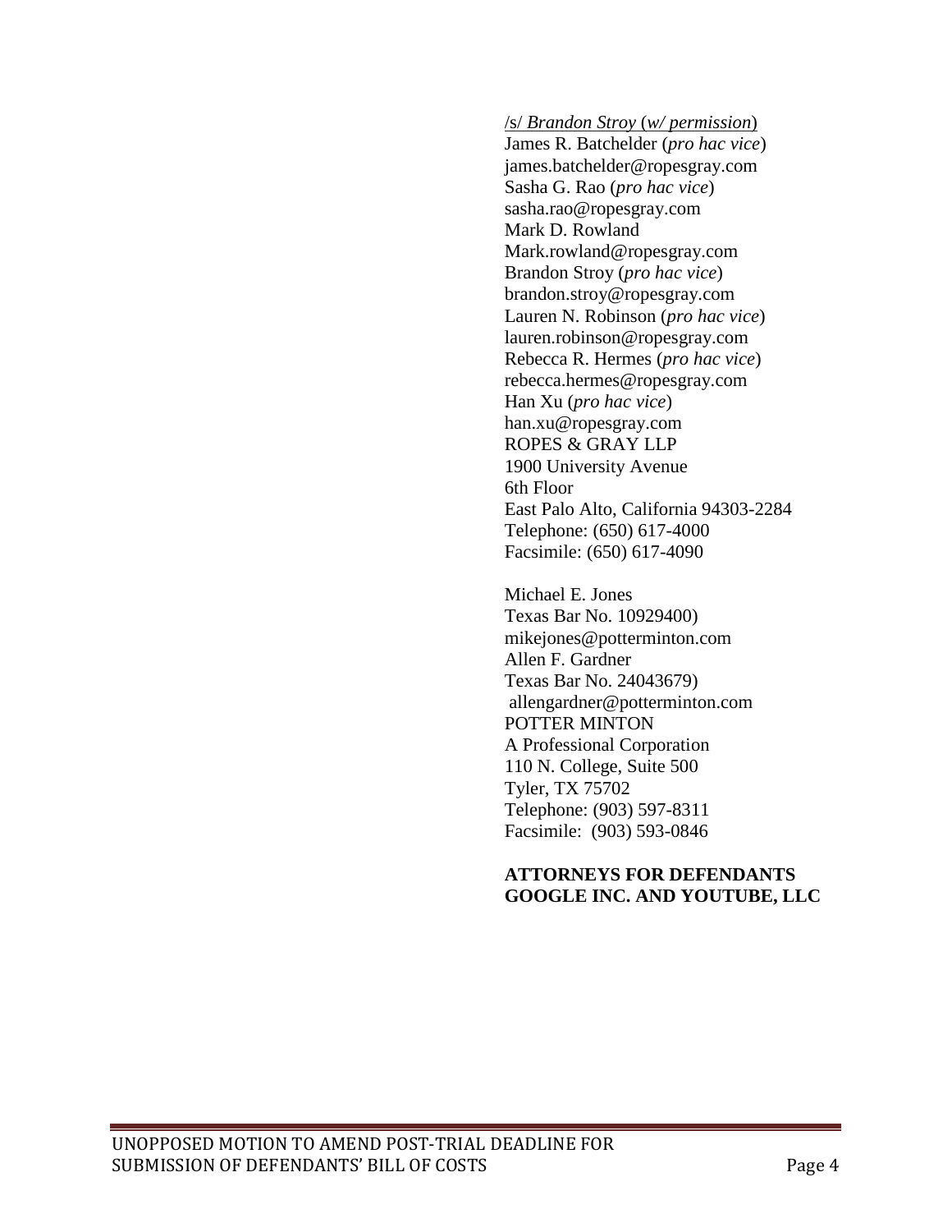/s/ *Brandon Stroy* (*w/ permission*)
James R. Batchelder (*pro hac vice*)
james.batchelder@ropesgray.com
Sasha G. Rao (*pro hac vice*)
sasha.rao@ropesgray.com
Mark D. Rowland
Mark.rowland@ropesgray.com
Brandon Stroy (*pro hac vice*)
brandon.stroy@ropesgray.com
Lauren N. Robinson (*pro hac vice*)
lauren.robinson@ropesgray.com
Rebecca R. Hermes (*pro hac vice*)
rebecca.hermes@ropesgray.com
Han Xu (*pro hac vice*)
han.xu@ropesgray.com
ROPES & GRAY LLP
1900 University Avenue
6th Floor
East Palo Alto, California 94303-2284
Telephone: (650) 617-4000
Facsimile: (650) 617-4090

Michael E. Jones
Texas Bar No. 10929400)
mikejones@potterminton.com
Allen F. Gardner
Texas Bar No. 24043679)
allengardner@potterminton.com
POTTER MINTON
A Professional Corporation
110 N. College, Suite 500
Tyler, TX 75702
Telephone: (903) 597-8311
Facsimile: (903) 593-0846

**ATTORNEYS FOR DEFENDANTS GOOGLE INC. AND YOUTUBE, LLC**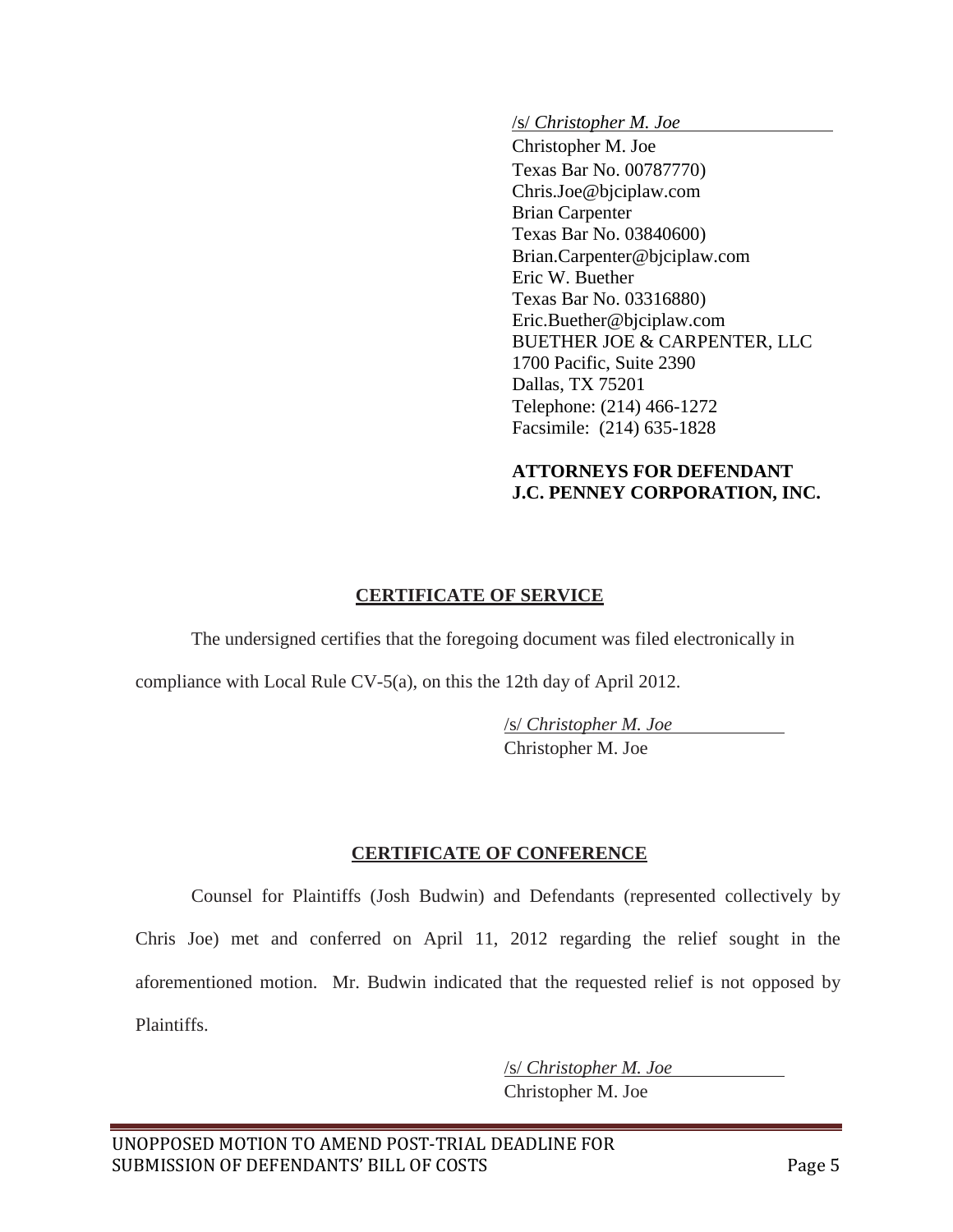/s/ *Christopher M. Joe*

Christopher M. Joe
Texas Bar No. 00787770)
Chris.Joe@bjciplaw.com
Brian Carpenter
Texas Bar No. 03840600)
Brian.Carpenter@bjciplaw.com
Eric W. Buether
Texas Bar No. 03316880)
Eric.Buether@bjciplaw.com
BUETHER JOE & CARPENTER, LLC
1700 Pacific, Suite 2390
Dallas, TX 75201
Telephone: (214) 466-1272
Facsimile: (214) 635-1828

**ATTORNEYS FOR DEFENDANT J.C. PENNEY CORPORATION, INC.**

## CERTIFICATE OF SERVICE

The undersigned certifies that the foregoing document was filed electronically in compliance with Local Rule CV-5(a), on this the 12th day of April 2012.

/s/ *Christopher M. Joe*
Christopher M. Joe

## CERTIFICATE OF CONFERENCE

Counsel for Plaintiffs (Josh Budwin) and Defendants (represented collectively by Chris Joe) met and conferred on April 11, 2012 regarding the relief sought in the aforementioned motion. Mr. Budwin indicated that the requested relief is not opposed by Plaintiffs.

/s/ *Christopher M. Joe*
Christopher M. Joe